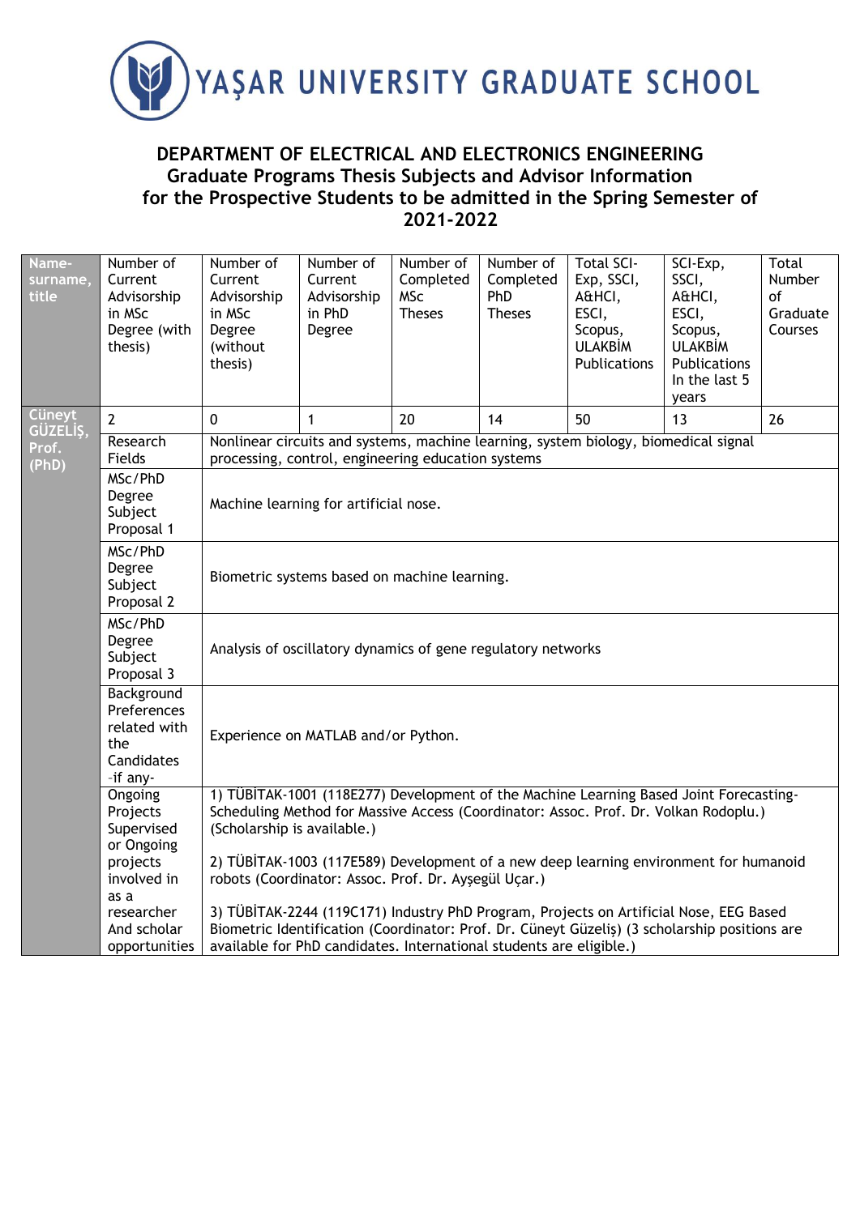# YAŞAR UNIVERSITY GRADUATE SCHOOL

## DEPARTMENT OF ELECTRICAL AND ELECTRONICS ENGINEERING
## Graduate Programs Thesis Subjects and Advisor Information for the Prospective Students to be admitted in the Spring Semester of 2021-2022

| Name-surname, title | Number of Current Advisorship in MSc Degree (with thesis) | Number of Current Advisorship in MSc Degree (without thesis) | Number of Current Advisorship in PhD Degree | Number of Completed MSc Theses | Number of Completed PhD Theses | Total SCI-Exp, SSCI, A&HCI, ESCI, Scopus, ULAKBİM Publications | SCI-Exp, SSCI, A&HCI, ESCI, Scopus, ULAKBİM Publications In the last 5 years | Total Number of Graduate Courses |
|---|---|---|---|---|---|---|---|---|
| Cüneyt GÜZELİŞ, Prof. (PhD) | 2 | 0 | 1 | 20 | 14 | 50 | 13 | 26 |
| | Research Fields | Nonlinear circuits and systems, machine learning, system biology, biomedical signal processing, control, engineering education systems | | | | | | |
| | MSc/PhD Degree Subject Proposal 1 | Machine learning for artificial nose. | | | | | | |
| | MSc/PhD Degree Subject Proposal 2 | Biometric systems based on machine learning. | | | | | | |
| | MSc/PhD Degree Subject Proposal 3 | Analysis of oscillatory dynamics of gene regulatory networks | | | | | | |
| | Background Preferences related with the Candidates -if any- | Experience on MATLAB and/or Python. | | | | | | |
| | Ongoing Projects Supervised or Ongoing projects involved in as a researcher And scholar opportunities | 1) TÜBİTAK-1001 (118E277) Development of the Machine Learning Based Joint Forecasting-Scheduling Method for Massive Access (Coordinator: Assoc. Prof. Dr. Volkan Rodoplu.) (Scholarship is available.)<br><br>2) TÜBİTAK-1003 (117E589) Development of a new deep learning environment for humanoid robots (Coordinator: Assoc. Prof. Dr. Ayşegül Uçar.)<br><br>3) TÜBİTAK-2244 (119C171) Industry PhD Program, Projects on Artificial Nose, EEG Based Biometric Identification (Coordinator: Prof. Dr. Cüneyt Güzeliş) (3 scholarship positions are available for PhD candidates. International students are eligible.) | | | | | | |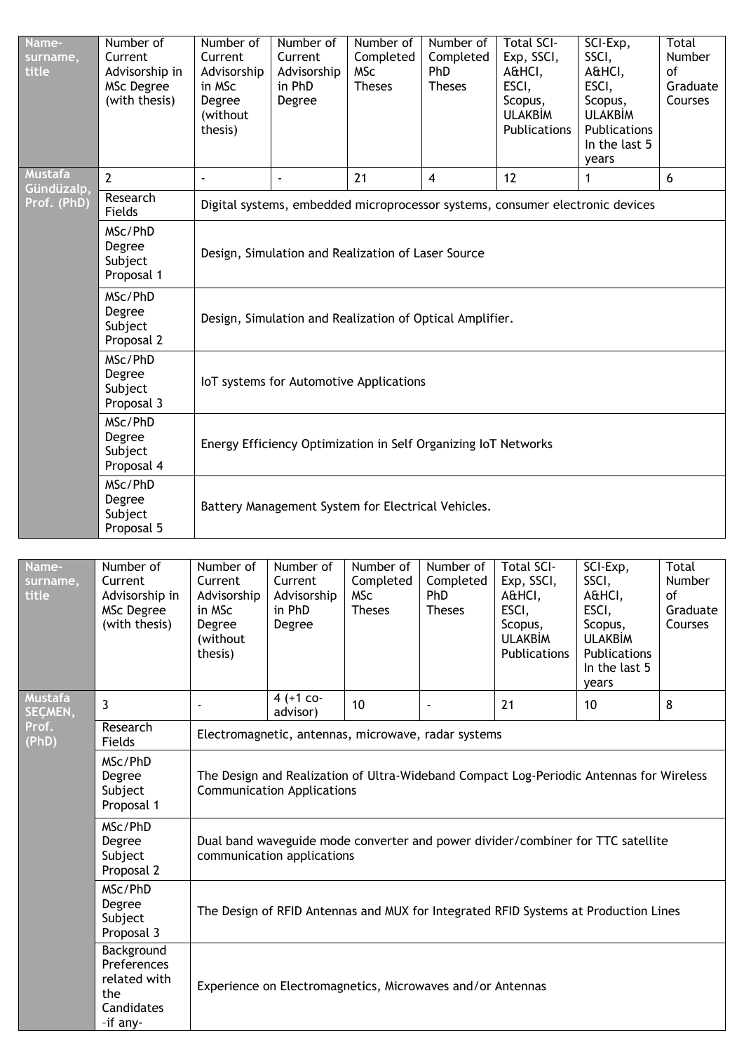| Name-surname, title | Number of Current Advisorship in MSc Degree (with thesis) | Number of Current Advisorship in MSc Degree (without thesis) | Number of Current Advisorship in PhD Degree | Number of Completed MSc Theses | Number of Completed PhD Theses | Total SCI-Exp, SSCI, A&HCI, ESCI, Scopus, ULAKBİM Publications | SCI-Exp, SSCI, A&HCI, ESCI, Scopus, ULAKBİM Publications In the last 5 years | Total Number of Graduate Courses |
|---|---|---|---|---|---|---|---|---|
| Mustafa Gündüzalp, Prof. (PhD) | 2 | - | - | 21 | 4 | 12 | 1 | 6 |
| | Research Fields | Digital systems, embedded microprocessor systems, consumer electronic devices | | | | | | |
| | MSc/PhD Degree Subject Proposal 1 | Design, Simulation and Realization of Laser Source | | | | | | |
| | MSc/PhD Degree Subject Proposal 2 | Design, Simulation and Realization of Optical Amplifier. | | | | | | |
| | MSc/PhD Degree Subject Proposal 3 | IoT systems for Automotive Applications | | | | | | |
| | MSc/PhD Degree Subject Proposal 4 | Energy Efficiency Optimization in Self Organizing IoT Networks | | | | | | |
| | MSc/PhD Degree Subject Proposal 5 | Battery Management System for Electrical Vehicles. | | | | | | |

| Name-surname, title | Number of Current Advisorship in MSc Degree (with thesis) | Number of Current Advisorship in MSc Degree (without thesis) | Number of Current Advisorship in PhD Degree | Number of Completed MSc Theses | Number of Completed PhD Theses | Total SCI-Exp, SSCI, A&HCI, ESCI, Scopus, ULAKBİM Publications | SCI-Exp, SSCI, A&HCI, ESCI, Scopus, ULAKBİM Publications In the last 5 years | Total Number of Graduate Courses |
|---|---|---|---|---|---|---|---|---|
| Mustafa SEÇMEN, Prof. (PhD) | 3 | - | 4 (+1 co-advisor) | 10 | - | 21 | 10 | 8 |
| | Research Fields | Electromagnetic, antennas, microwave, radar systems | | | | | | |
| | MSc/PhD Degree Subject Proposal 1 | The Design and Realization of Ultra-Wideband Compact Log-Periodic Antennas for Wireless Communication Applications | | | | | | |
| | MSc/PhD Degree Subject Proposal 2 | Dual band waveguide mode converter and power divider/combiner for TTC satellite communication applications | | | | | | |
| | MSc/PhD Degree Subject Proposal 3 | The Design of RFID Antennas and MUX for Integrated RFID Systems at Production Lines | | | | | | |
| | Background Preferences related with the Candidates –if any- | Experience on Electromagnetics, Microwaves and/or Antennas | | | | | | |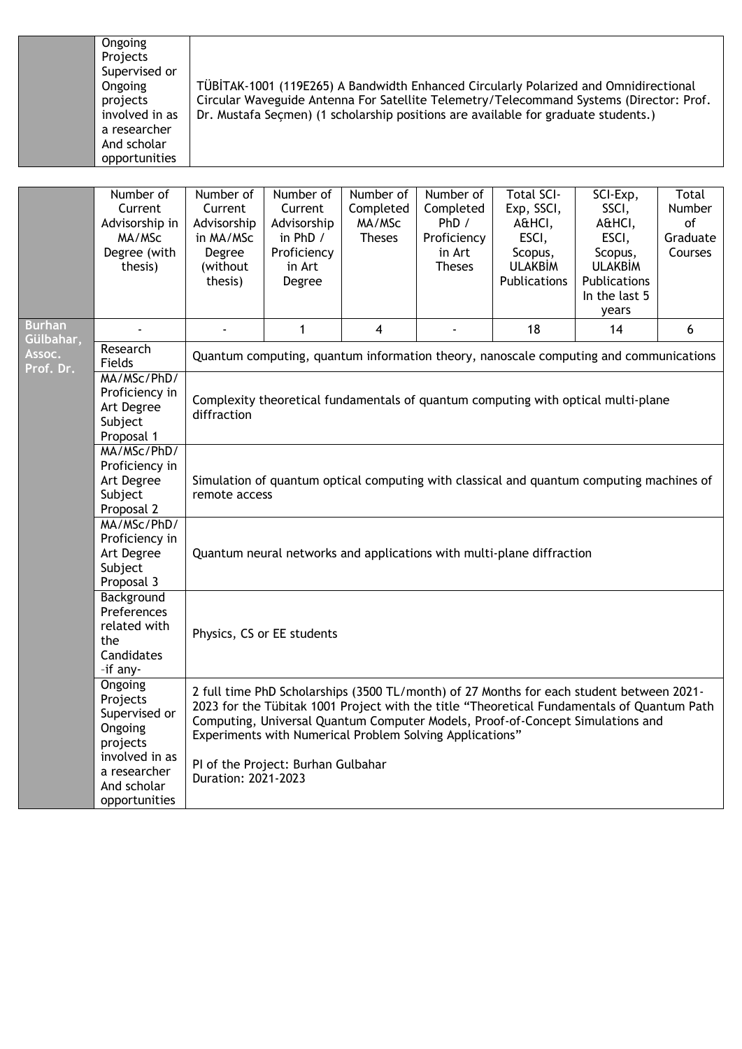| | | |
|---|---|---|
| | Ongoing Projects Supervised or Ongoing projects involved in as a researcher And scholar opportunities | TÜBİTAK-1001 (119E265) A Bandwidth Enhanced Circularly Polarized and Omnidirectional Circular Waveguide Antenna For Satellite Telemetry/Telecommand Systems (Director: Prof. Dr. Mustafa Seçmen) (1 scholarship positions are available for graduate students.) |

| | Number of Current Advisorship in MA/MSc Degree (with thesis) | Number of Current Advisorship in MA/MSc Degree (without thesis) | Number of Current Advisorship in PhD / Proficiency in Art Degree | Number of Completed MA/MSc Theses | Number of Completed PhD / Proficiency in Art Theses | Total SCI-Exp, SSCI, A&HCI, ESCI, Scopus, ULAKBİM Publications | SCI-Exp, SSCI, A&HCI, ESCI, Scopus, ULAKBİM Publications In the last 5 years | Total Number of Graduate Courses |
|---|---|---|---|---|---|---|---|---|
| **Burhan Gülbahar, Assoc. Prof. Dr.** | - | - | 1 | 4 | - | 18 | 14 | 6 |
| | Research Fields | Quantum computing, quantum information theory, nanoscale computing and communications | | | | | | |
| | MA/MSc/PhD/ Proficiency in Art Degree Subject Proposal 1 | Complexity theoretical fundamentals of quantum computing with optical multi-plane diffraction | | | | | | |
| | MA/MSc/PhD/ Proficiency in Art Degree Subject Proposal 2 | Simulation of quantum optical computing with classical and quantum computing machines of remote access | | | | | | |
| | MA/MSc/PhD/ Proficiency in Art Degree Subject Proposal 3 | Quantum neural networks and applications with multi-plane diffraction | | | | | | |
| | Background Preferences related with the Candidates -if any- | Physics, CS or EE students | | | | | | |
| | Ongoing Projects Supervised or Ongoing projects involved in as a researcher And scholar opportunities | 2 full time PhD Scholarships (3500 TL/month) of 27 Months for each student between 2021-2023 for the Tübitak 1001 Project with the title "Theoretical Fundamentals of Quantum Path Computing, Universal Quantum Computer Models, Proof-of-Concept Simulations and Experiments with Numerical Problem Solving Applications" PI of the Project: Burhan Gulbahar Duration: 2021-2023 | | | | | | |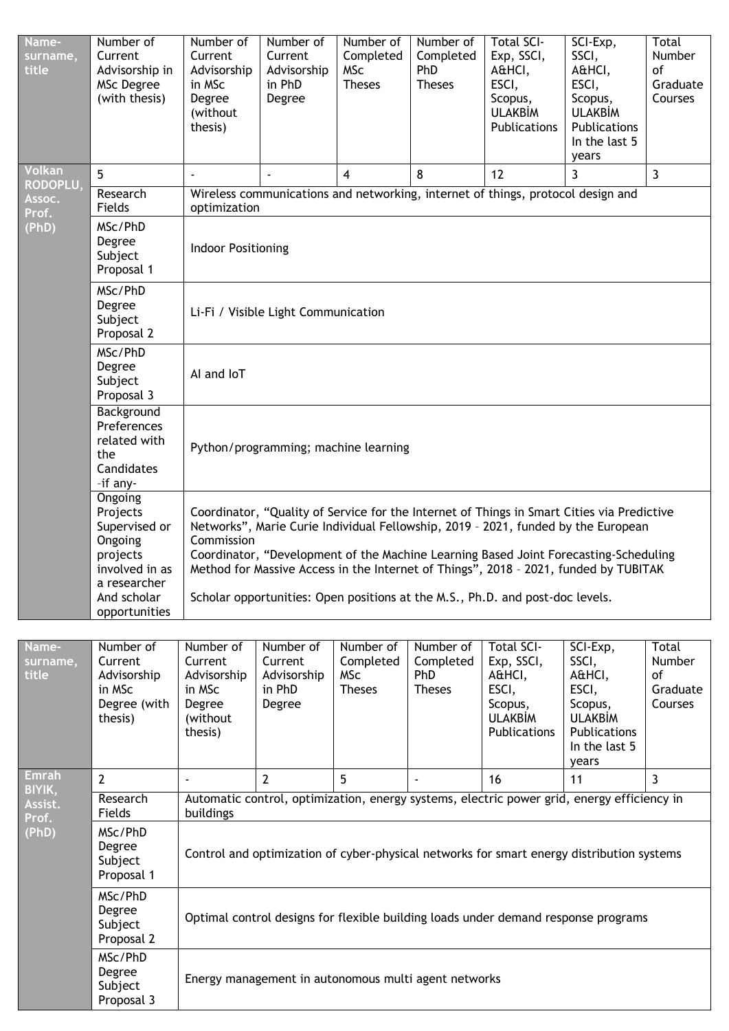| Name-surname, title | Number of Current Advisorship in MSc Degree (with thesis) | Number of Current Advisorship in MSc Degree (without thesis) | Number of Current Advisorship in PhD Degree | Number of Completed MSc Theses | Number of Completed PhD Theses | Total SCI-Exp, SSCI, A&HCI, ESCI, Scopus, ULAKBİM Publications | SCI-Exp, SSCI, A&HCI, ESCI, Scopus, ULAKBİM Publications In the last 5 years | Total Number of Graduate Courses |
|---|---|---|---|---|---|---|---|---|
| Volkan RODOPLU, Assoc. Prof. (PhD) | 5 | - | - | 4 | 8 | 12 | 3 | 3 |
| | Research Fields | Wireless communications and networking, internet of things, protocol design and optimization | | | | | | |
| | MSc/PhD Degree Subject Proposal 1 | Indoor Positioning | | | | | | |
| | MSc/PhD Degree Subject Proposal 2 | Li-Fi / Visible Light Communication | | | | | | |
| | MSc/PhD Degree Subject Proposal 3 | AI and IoT | | | | | | |
| | Background Preferences related with the Candidates -if any- | Python/programming; machine learning | | | | | | |
| | Ongoing Projects Supervised or Ongoing projects involved in as a researcher And scholar opportunities | Coordinator, "Quality of Service for the Internet of Things in Smart Cities via Predictive Networks", Marie Curie Individual Fellowship, 2019 – 2021, funded by the European Commission<br>Coordinator, "Development of the Machine Learning Based Joint Forecasting-Scheduling Method for Massive Access in the Internet of Things", 2018 – 2021, funded by TUBITAK<br><br>Scholar opportunities: Open positions at the M.S., Ph.D. and post-doc levels. | | | | | | |

| Name-surname, title | Number of Current Advisorship in MSc Degree (with thesis) | Number of Current Advisorship in MSc Degree (without thesis) | Number of Current Advisorship in PhD Degree | Number of Completed MSc Theses | Number of Completed PhD Theses | Total SCI-Exp, SSCI, A&HCI, ESCI, Scopus, ULAKBİM Publications | SCI-Exp, SSCI, A&HCI, ESCI, Scopus, ULAKBİM Publications In the last 5 years | Total Number of Graduate Courses |
|---|---|---|---|---|---|---|---|---|
| Emrah BIYIK, Assist. Prof. (PhD) | 2 | - | 2 | 5 | - | 16 | 11 | 3 |
| | Research Fields | Automatic control, optimization, energy systems, electric power grid, energy efficiency in buildings | | | | | | |
| | MSc/PhD Degree Subject Proposal 1 | Control and optimization of cyber-physical networks for smart energy distribution systems | | | | | | |
| | MSc/PhD Degree Subject Proposal 2 | Optimal control designs for flexible building loads under demand response programs | | | | | | |
| | MSc/PhD Degree Subject Proposal 3 | Energy management in autonomous multi agent networks | | | | | | |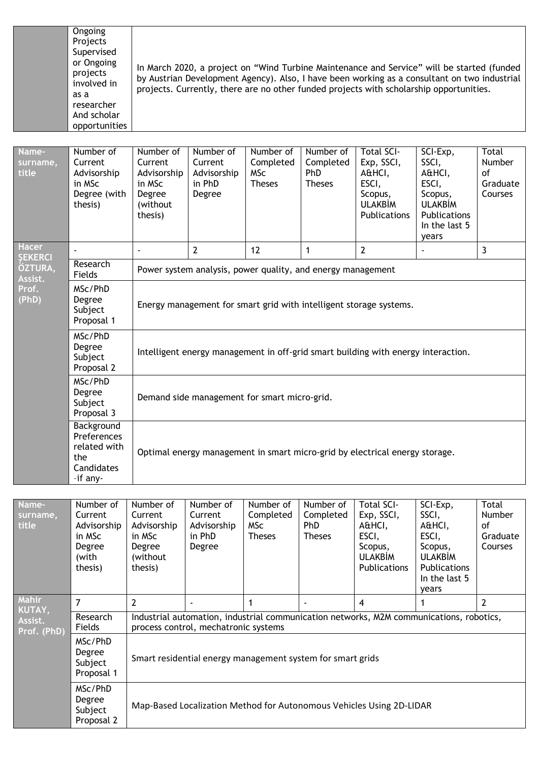| | Ongoing Projects Supervised or Ongoing projects involved in as a researcher And scholar opportunities | In March 2020, a project on "Wind Turbine Maintenance and Service" will be started (funded by Austrian Development Agency). Also, I have been working as a consultant on two industrial projects. Currently, there are no other funded projects with scholarship opportunities. |
|---|---|---|

| Name-surname, title | Number of Current Advisorship in MSc Degree (with thesis) | Number of Current Advisorship in MSc Degree (without thesis) | Number of Current Advisorship in PhD Degree | Number of Completed MSc Theses | Number of Completed PhD Theses | Total SCI-Exp, SSCI, A&HCI, ESCI, Scopus, ULAKBİM Publications | SCI-Exp, SSCI, A&HCI, ESCI, Scopus, ULAKBİM Publications In the last 5 years | Total Number of Graduate Courses |
|---|---|---|---|---|---|---|---|---|
| Hacer ŞEKERCI ÖZTURA, Assist. Prof. (PhD) | - | - | 2 | 12 | 1 | 2 | - | 3 |
| | Research Fields | Power system analysis, power quality, and energy management | | | | | | |
| | MSc/PhD Degree Subject Proposal 1 | Energy management for smart grid with intelligent storage systems. | | | | | | |
| | MSc/PhD Degree Subject Proposal 2 | Intelligent energy management in off-grid smart building with energy interaction. | | | | | | |
| | MSc/PhD Degree Subject Proposal 3 | Demand side management for smart micro-grid. | | | | | | |
| | Background Preferences related with the Candidates –if any- | Optimal energy management in smart micro-grid by electrical energy storage. | | | | | | |

| Name-surname, title | Number of Current Advisorship in MSc Degree (with thesis) | Number of Current Advisorship in MSc Degree (without thesis) | Number of Current Advisorship in PhD Degree | Number of Completed MSc Theses | Number of Completed PhD Theses | Total SCI-Exp, SSCI, A&HCI, ESCI, Scopus, ULAKBİM Publications | SCI-Exp, SSCI, A&HCI, ESCI, Scopus, ULAKBİM Publications In the last 5 years | Total Number of Graduate Courses |
|---|---|---|---|---|---|---|---|---|
| Mahir KUTAY, Assist. Prof. (PhD) | 7 | 2 | - | 1 | - | 4 | 1 | 2 |
| | Research Fields | Industrial automation, industrial communication networks, M2M communications, robotics, process control, mechatronic systems | | | | | | |
| | MSc/PhD Degree Subject Proposal 1 | Smart residential energy management system for smart grids | | | | | | |
| | MSc/PhD Degree Subject Proposal 2 | Map-Based Localization Method for Autonomous Vehicles Using 2D-LIDAR | | | | | | |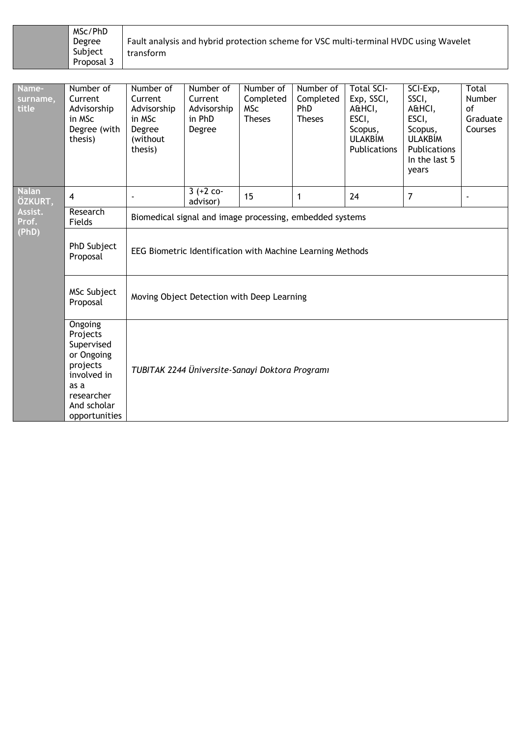| | MSc/PhD Degree Subject Proposal 3 | Fault analysis and hybrid protection scheme for VSC multi-terminal HVDC using Wavelet transform |
|---|---|---|

| Name-surname, title | Number of Current Advisorship in MSc Degree (with thesis) | Number of Current Advisorship in MSc Degree (without thesis) | Number of Current Advisorship in PhD Degree | Number of Completed MSc Theses | Number of Completed PhD Theses | Total SCI-Exp, SSCI, A&HCI, ESCI, Scopus, ULAKBİM Publications | SCI-Exp, SSCI, A&HCI, ESCI, Scopus, ULAKBİM Publications In the last 5 years | Total Number of Graduate Courses |
|---|---|---|---|---|---|---|---|---|
| Nalan ÖZKURT, Assist. Prof. (PhD) | 4 | - | 3 (+2 co-advisor) | 15 | 1 | 24 | 7 | - |
| | Research Fields | Biomedical signal and image processing, embedded systems | | | | | | |
| | PhD Subject Proposal | EEG Biometric Identification with Machine Learning Methods | | | | | | |
| | MSc Subject Proposal | Moving Object Detection with Deep Learning | | | | | | |
| | Ongoing Projects Supervised or Ongoing projects involved in as a researcher And scholar opportunities | *TUBITAK 2244 Üniversite-Sanayi Doktora Programı* | | | | | | |